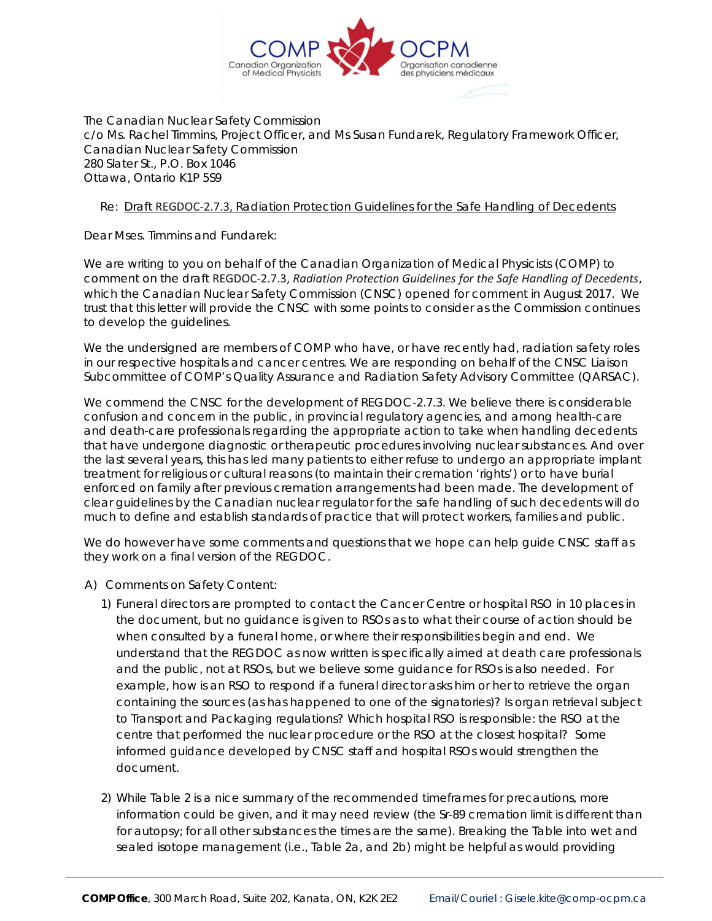The Canadian Nuclear Safety Commission
c/o Ms. Rachel Timmins, Project Officer, and Ms Susan Fundarek, Regulatory Framework Officer,
Canadian Nuclear Safety Commission
280 Slater St., P.O. Box 1046
Ottawa, Ontario K1P 5S9

Re: Draft REGDOC-2.7.3, Radiation Protection Guidelines for the Safe Handling of Decedents

Dear Mses. Timmins and Fundarek:

We are writing to you on behalf of the Canadian Organization of Medical Physicists (COMP) to comment on the draft REGDOC-2.7.3, *Radiation Protection Guidelines for the Safe Handling of Decedents*, which the Canadian Nuclear Safety Commission (CNSC) opened for comment in August 2017. We trust that this letter will provide the CNSC with some points to consider as the Commission continues to develop the guidelines.

We the undersigned are members of COMP who have, or have recently had, radiation safety roles in our respective hospitals and cancer centres. We are responding on behalf of the CNSC Liaison Subcommittee of COMP's Quality Assurance and Radiation Safety Advisory Committee (QARSAC).

We commend the CNSC for the development of REGDOC-2.7.3. We believe there is considerable confusion and concern in the public, in provincial regulatory agencies, and among health-care and death-care professionals regarding the appropriate action to take when handling decedents that have undergone diagnostic or therapeutic procedures involving nuclear substances. And over the last several years, this has led many patients to either refuse to undergo an appropriate implant treatment for religious or cultural reasons (to maintain their cremation 'rights') or to have burial enforced on family after previous cremation arrangements had been made. The development of clear guidelines by the Canadian nuclear regulator for the safe handling of such decedents will do much to define and establish standards of practice that will protect workers, families and public.

We do however have some comments and questions that we hope can help guide CNSC staff as they work on a final version of the REGDOC.

A) Comments on Safety Content:

1) Funeral directors are prompted to contact the Cancer Centre or hospital RSO in 10 places in the document, but no guidance is given to RSOs as to what their course of action should be when consulted by a funeral home, or where their responsibilities begin and end. We understand that the REGDOC as now written is specifically aimed at death care professionals and the public, not at RSOs, but we believe some guidance for RSOs is also needed. For example, how is an RSO to respond if a funeral director asks him or her to retrieve the organ containing the sources (as has happened to one of the signatories)? Is organ retrieval subject to Transport and Packaging regulations? Which hospital RSO is responsible: the RSO at the centre that performed the nuclear procedure or the RSO at the closest hospital? Some informed guidance developed by CNSC staff and hospital RSOs would strengthen the document.

2) While Table 2 is a nice summary of the recommended timeframes for precautions, more information could be given, and it may need review (the Sr-89 cremation limit is different than for autopsy; for all other substances the times are the same). Breaking the Table into wet and sealed isotope management (i.e., Table 2a, and 2b) might be helpful as would providing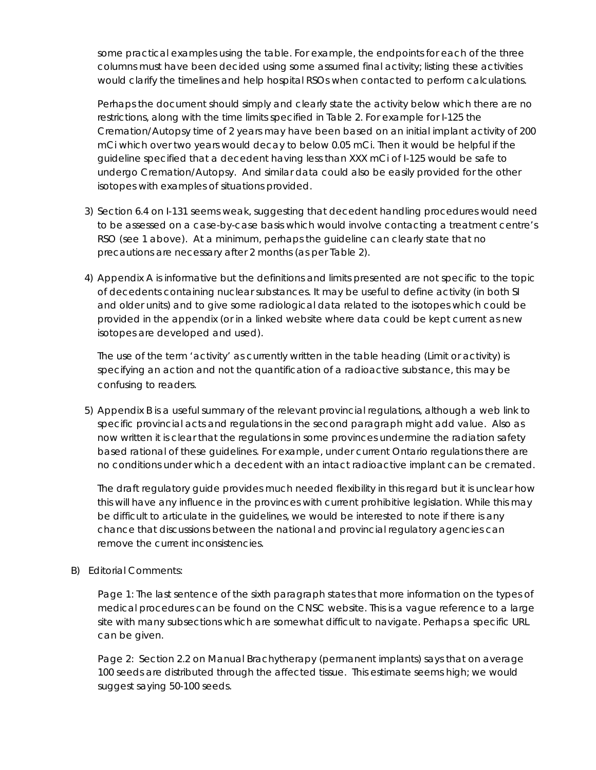some practical examples using the table. For example, the endpoints for each of the three columns must have been decided using some assumed final activity; listing these activities would clarify the timelines and help hospital RSOs when contacted to perform calculations.

Perhaps the document should simply and clearly state the activity below which there are no restrictions, along with the time limits specified in Table 2. For example for I-125 the Cremation/Autopsy time of 2 years may have been based on an initial implant activity of 200 mCi which over two years would decay to below 0.05 mCi. Then it would be helpful if the guideline specified that a decedent having less than XXX mCi of I-125 would be safe to undergo Cremation/Autopsy. And similar data could also be easily provided for the other isotopes with examples of situations provided.

3) Section 6.4 on I-131 seems weak, suggesting that decedent handling procedures would need to be assessed on a case-by-case basis which would involve contacting a treatment centre's RSO (see 1 above). At a minimum, perhaps the guideline can clearly state that no precautions are necessary after 2 months (as per Table 2).

4) Appendix A is informative but the definitions and limits presented are not specific to the topic of decedents containing nuclear substances. It may be useful to define activity (in both SI and older units) and to give some radiological data related to the isotopes which could be provided in the appendix (or in a linked website where data could be kept current as new isotopes are developed and used).

   The use of the term 'activity' as currently written in the table heading (Limit or activity) is specifying an action and not the quantification of a radioactive substance, this may be confusing to readers.

5) Appendix B is a useful summary of the relevant provincial regulations, although a web link to specific provincial acts and regulations in the second paragraph might add value. Also as now written it is clear that the regulations in some provinces undermine the radiation safety based rational of these guidelines. For example, under current Ontario regulations there are no conditions under which a decedent with an intact radioactive implant can be cremated.

   The draft regulatory guide provides much needed flexibility in this regard but it is unclear how this will have any influence in the provinces with current prohibitive legislation. While this may be difficult to articulate in the guidelines, we would be interested to note if there is any chance that discussions between the national and provincial regulatory agencies can remove the current inconsistencies.

B) Editorial Comments:

Page 1: The last sentence of the sixth paragraph states that more information on the types of medical procedures can be found on the CNSC website. This is a vague reference to a large site with many subsections which are somewhat difficult to navigate. Perhaps a specific URL can be given.

Page 2: Section 2.2 on Manual Brachytherapy (permanent implants) says that on average 100 seeds are distributed through the affected tissue. This estimate seems high; we would suggest saying 50-100 seeds.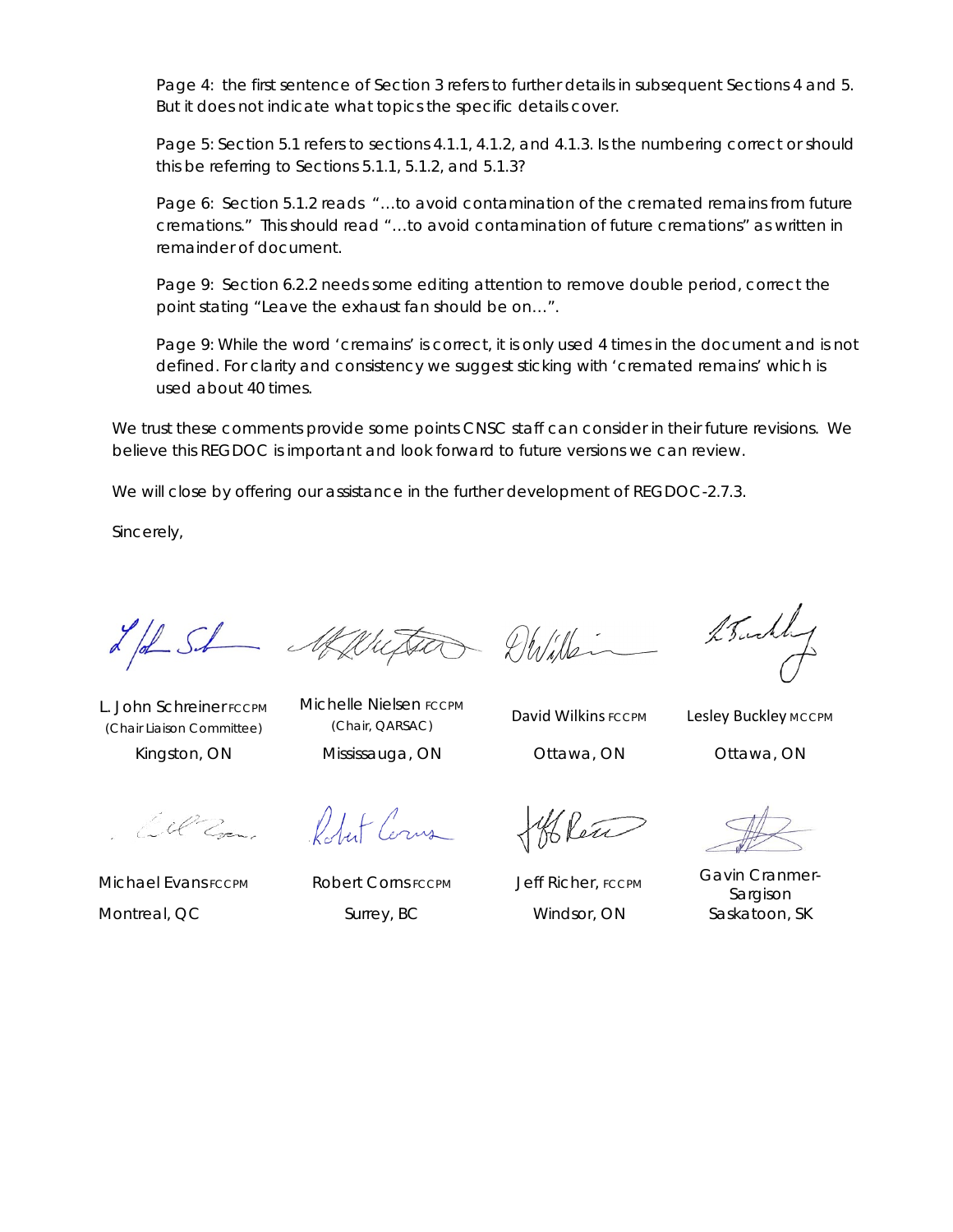Page 4: the first sentence of Section 3 refers to further details in subsequent Sections 4 and 5. But it does not indicate what topics the specific details cover.

Page 5: Section 5.1 refers to sections 4.1.1, 4.1.2, and 4.1.3. Is the numbering correct or should this be referring to Sections 5.1.1, 5.1.2, and 5.1.3?

Page 6: Section 5.1.2 reads "…to avoid contamination of the cremated remains from future cremations." This should read "…to avoid contamination of future cremations" as written in remainder of document.

Page 9: Section 6.2.2 needs some editing attention to remove double period, correct the point stating "Leave the exhaust fan should be on…".

Page 9: While the word 'cremains' is correct, it is only used 4 times in the document and is not defined. For clarity and consistency we suggest sticking with 'cremated remains' which is used about 40 times.

We trust these comments provide some points CNSC staff can consider in their future revisions. We believe this REGDOC is important and look forward to future versions we can review.

We will close by offering our assistance in the further development of REGDOC-2.7.3.

Sincerely,

L. John Schreiner FCCPM (Chair Liaison Committee)
Kingston, ON

Michelle Nielsen FCCPM (Chair, QARSAC)
Mississauga, ON

David Wilkins FCCPM
Ottawa, ON

Lesley Buckley MCCPM
Ottawa, ON

Michael Evans FCCPM
Montreal, QC

Robert Corns FCCPM
Surrey, BC

Jeff Richer, FCCPM
Windsor, ON

Gavin Cranmer-Sargison
Saskatoon, SK